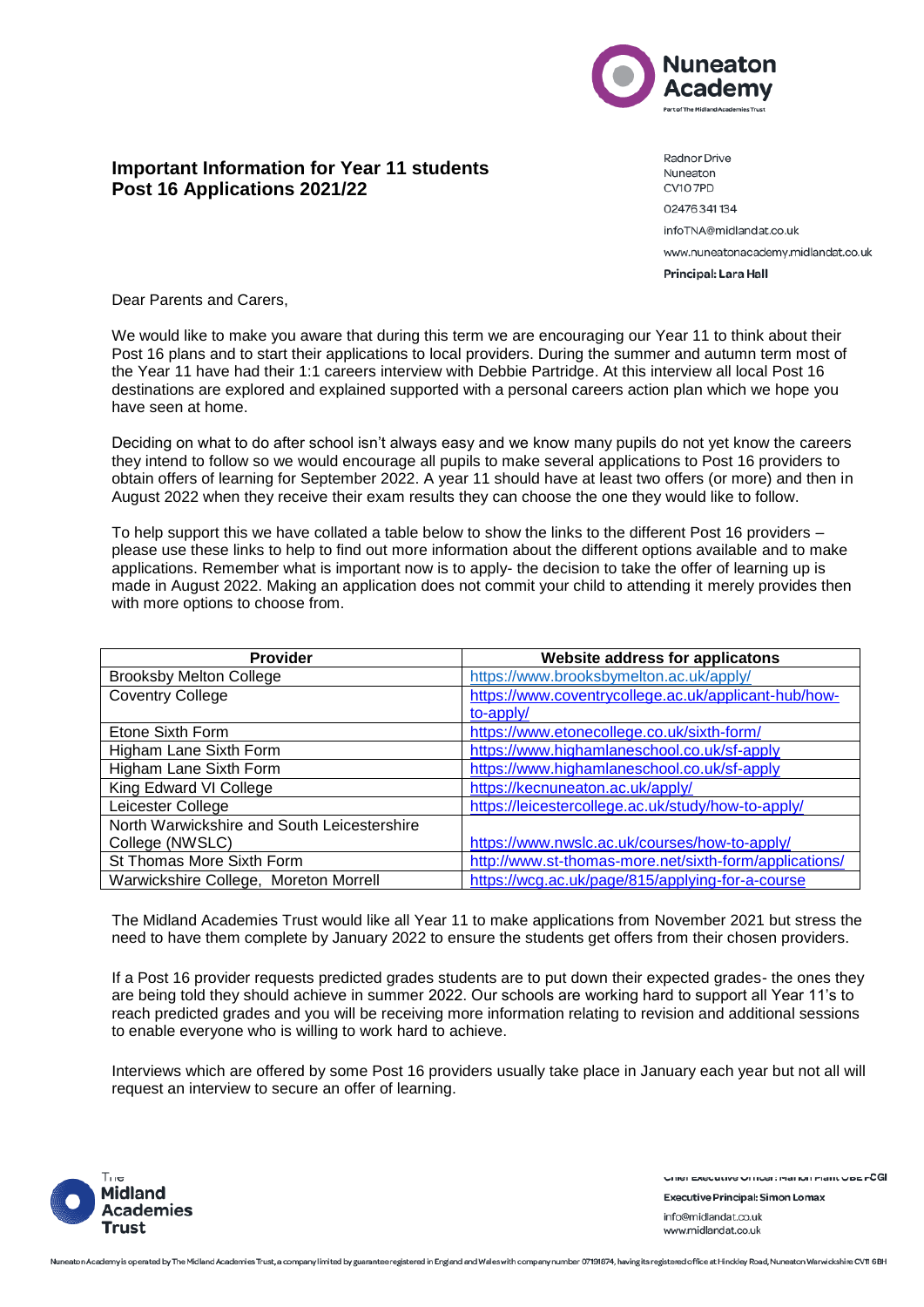**Important Information for Year 11 students**
**Post 16 Applications 2021/22**

Radnor Drive
Nuneaton
CV10 7PD
02476 341 134
infoTNA@midlandat.co.uk
www.nuneatonacademy.midlandat.co.uk
**Principal: Lara Hall**

Dear Parents and Carers,

We would like to make you aware that during this term we are encouraging our Year 11 to think about their Post 16 plans and to start their applications to local providers. During the summer and autumn term most of the Year 11 have had their 1:1 careers interview with Debbie Partridge. At this interview all local Post 16 destinations are explored and explained supported with a personal careers action plan which we hope you have seen at home.

Deciding on what to do after school isn't always easy and we know many pupils do not yet know the careers they intend to follow so we would encourage all pupils to make several applications to Post 16 providers to obtain offers of learning for September 2022. A year 11 should have at least two offers (or more) and then in August 2022 when they receive their exam results they can choose the one they would like to follow.

To help support this we have collated a table below to show the links to the different Post 16 providers – please use these links to help to find out more information about the different options available and to make applications. Remember what is important now is to apply- the decision to take the offer of learning up is made in August 2022. Making an application does not commit your child to attending it merely provides then with more options to choose from.

| Provider | Website address for applicatons |
|---|---|
| Brooksby Melton College | https://www.brooksbymelton.ac.uk/apply/ |
| Coventry College | https://www.coventrycollege.ac.uk/applicant-hub/how-to-apply/ |
| Etone Sixth Form | https://www.etonecollege.co.uk/sixth-form/ |
| Higham Lane Sixth Form | https://www.highamlaneschool.co.uk/sf-apply |
| Higham Lane Sixth Form | https://www.highamlaneschool.co.uk/sf-apply |
| King Edward VI College | https://kecnuneaton.ac.uk/apply/ |
| Leicester College | https://leicestercollege.ac.uk/study/how-to-apply/ |
| North Warwickshire and South Leicestershire College (NWSLC) | https://www.nwslc.ac.uk/courses/how-to-apply/ |
| St Thomas More Sixth Form | http://www.st-thomas-more.net/sixth-form/applications/ |
| Warwickshire College, Moreton Morrell | https://wcg.ac.uk/page/815/applying-for-a-course |

The Midland Academies Trust would like all Year 11 to make applications from November 2021 but stress the need to have them complete by January 2022 to ensure the students get offers from their chosen providers.

If a Post 16 provider requests predicted grades students are to put down their expected grades- the ones they are being told they should achieve in summer 2022. Our schools are working hard to support all Year 11's to reach predicted grades and you will be receiving more information relating to revision and additional sessions to enable everyone who is willing to work hard to achieve.

Interviews which are offered by some Post 16 providers usually take place in January each year but not all will request an interview to secure an offer of learning.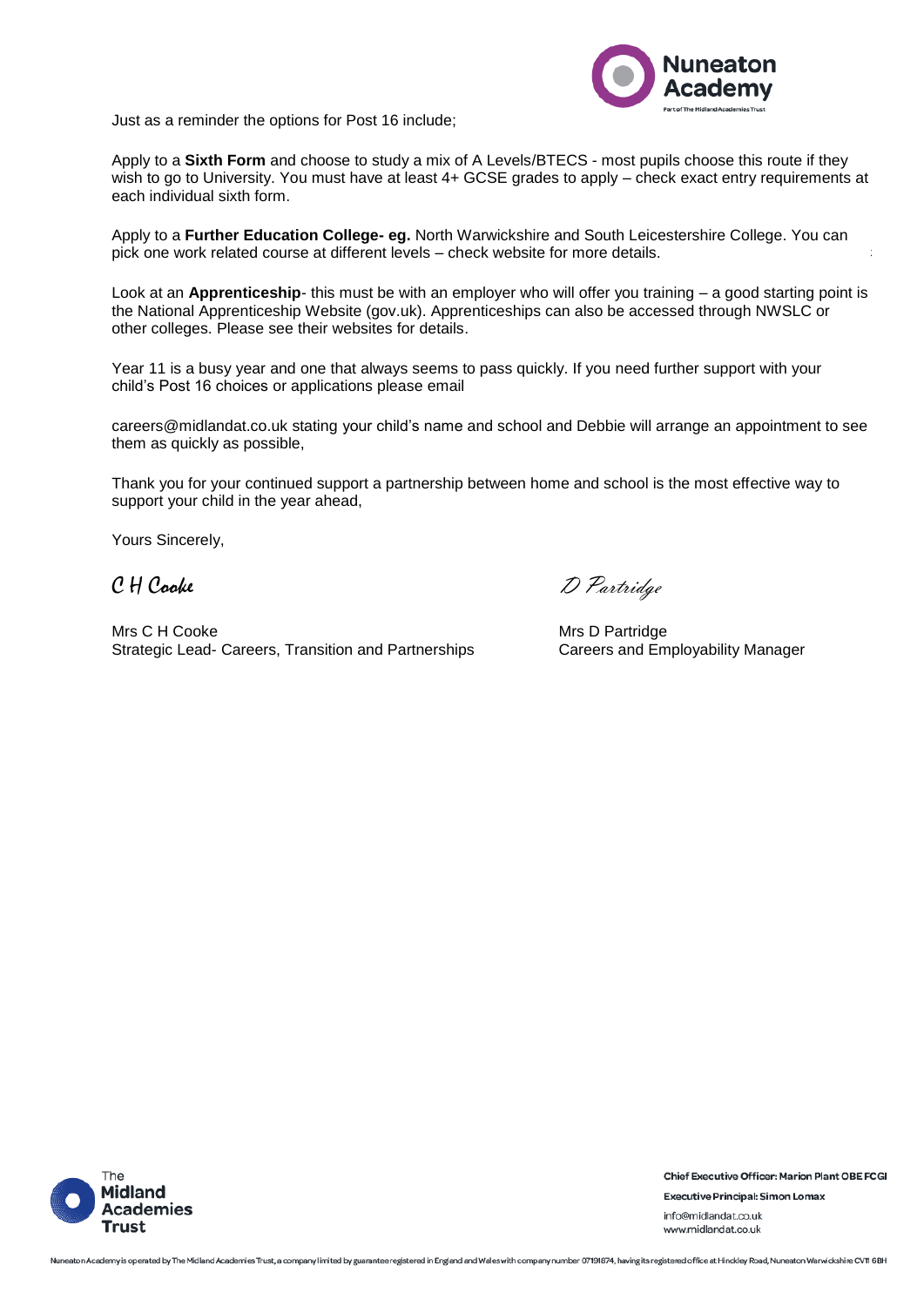Just as a reminder the options for Post 16 include;

Apply to a **Sixth Form** and choose to study a mix of A Levels/BTECS - most pupils choose this route if they wish to go to University. You must have at least 4+ GCSE grades to apply – check exact entry requirements at each individual sixth form.

Apply to a **Further Education College- eg.** North Warwickshire and South Leicestershire College. You can pick one work related course at different levels – check website for more details.

Look at an **Apprenticeship**- this must be with an employer who will offer you training – a good starting point is the National Apprenticeship Website (gov.uk). Apprenticeships can also be accessed through NWSLC or other colleges. Please see their websites for details.

Year 11 is a busy year and one that always seems to pass quickly. If you need further support with your child's Post 16 choices or applications please email

careers@midlandat.co.uk stating your child's name and school and Debbie will arrange an appointment to see them as quickly as possible,

Thank you for your continued support a partnership between home and school is the most effective way to support your child in the year ahead,

Yours Sincerely,

*C H Cooke*

Mrs C H Cooke
Strategic Lead- Careers, Transition and Partnerships

*D Partridge*

Mrs D Partridge
Careers and Employability Manager

Chief Executive Officer: Marion Plant OBE FCGI

Executive Principal: Simon Lomax

info@midlandat.co.uk
www.midlandat.co.uk

Nuneaton Academy is operated by The Midland Academies Trust, a company limited by guarantee registered in England and Wales with company number 07191874, having its registered office at Hinckley Road, Nuneaton Warwickshire CV11 6BH